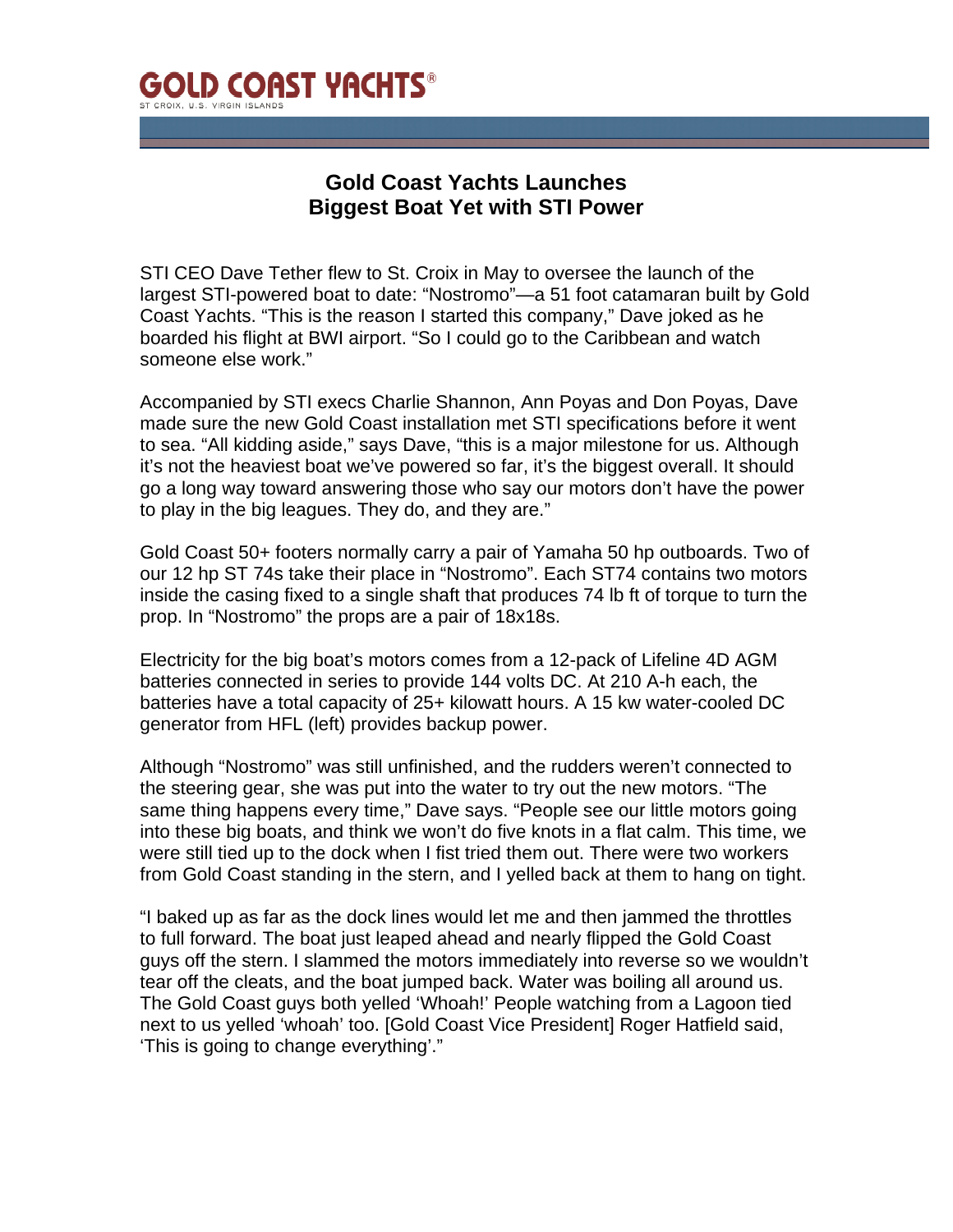GOLD COAST YACHTS®
ST CROIX, U.S. VIRGIN ISLANDS

# Gold Coast Yachts Launches Biggest Boat Yet with STI Power

STI CEO Dave Tether flew to St. Croix in May to oversee the launch of the largest STI-powered boat to date: "Nostromo"—a 51 foot catamaran built by Gold Coast Yachts. "This is the reason I started this company," Dave joked as he boarded his flight at BWI airport. "So I could go to the Caribbean and watch someone else work."

Accompanied by STI execs Charlie Shannon, Ann Poyas and Don Poyas, Dave made sure the new Gold Coast installation met STI specifications before it went to sea. "All kidding aside," says Dave, "this is a major milestone for us. Although it's not the heaviest boat we've powered so far, it's the biggest overall. It should go a long way toward answering those who say our motors don't have the power to play in the big leagues. They do, and they are."

Gold Coast 50+ footers normally carry a pair of Yamaha 50 hp outboards. Two of our 12 hp ST 74s take their place in "Nostromo". Each ST74 contains two motors inside the casing fixed to a single shaft that produces 74 lb ft of torque to turn the prop. In "Nostromo" the props are a pair of 18x18s.

Electricity for the big boat's motors comes from a 12-pack of Lifeline 4D AGM batteries connected in series to provide 144 volts DC. At 210 A-h each, the batteries have a total capacity of 25+ kilowatt hours. A 15 kw water-cooled DC generator from HFL (left) provides backup power.

Although "Nostromo" was still unfinished, and the rudders weren't connected to the steering gear, she was put into the water to try out the new motors. "The same thing happens every time," Dave says. "People see our little motors going into these big boats, and think we won't do five knots in a flat calm. This time, we were still tied up to the dock when I fist tried them out. There were two workers from Gold Coast standing in the stern, and I yelled back at them to hang on tight.

"I baked up as far as the dock lines would let me and then jammed the throttles to full forward. The boat just leaped ahead and nearly flipped the Gold Coast guys off the stern. I slammed the motors immediately into reverse so we wouldn't tear off the cleats, and the boat jumped back. Water was boiling all around us. The Gold Coast guys both yelled 'Whoah!' People watching from a Lagoon tied next to us yelled 'whoah' too. [Gold Coast Vice President] Roger Hatfield said, 'This is going to change everything'."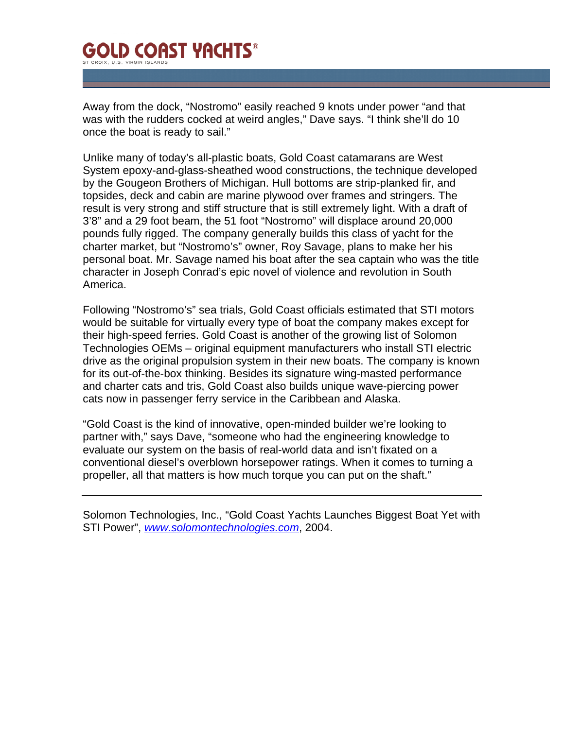Away from the dock, “Nostromo” easily reached 9 knots under power “and that was with the rudders cocked at weird angles,” Dave says. “I think she’ll do 10 once the boat is ready to sail.”

Unlike many of today’s all-plastic boats, Gold Coast catamarans are West System epoxy-and-glass-sheathed wood constructions, the technique developed by the Gougeon Brothers of Michigan. Hull bottoms are strip-planked fir, and topsides, deck and cabin are marine plywood over frames and stringers. The result is very strong and stiff structure that is still extremely light. With a draft of 3’8” and a 29 foot beam, the 51 foot “Nostromo” will displace around 20,000 pounds fully rigged. The company generally builds this class of yacht for the charter market, but “Nostromo’s” owner, Roy Savage, plans to make her his personal boat. Mr. Savage named his boat after the sea captain who was the title character in Joseph Conrad’s epic novel of violence and revolution in South America.

Following “Nostromo’s” sea trials, Gold Coast officials estimated that STI motors would be suitable for virtually every type of boat the company makes except for their high-speed ferries. Gold Coast is another of the growing list of Solomon Technologies OEMs – original equipment manufacturers who install STI electric drive as the original propulsion system in their new boats. The company is known for its out-of-the-box thinking. Besides its signature wing-masted performance and charter cats and tris, Gold Coast also builds unique wave-piercing power cats now in passenger ferry service in the Caribbean and Alaska.

“Gold Coast is the kind of innovative, open-minded builder we’re looking to partner with,” says Dave, “someone who had the engineering knowledge to evaluate our system on the basis of real-world data and isn’t fixated on a conventional diesel’s overblown horsepower ratings. When it comes to turning a propeller, all that matters is how much torque you can put on the shaft.”

---

Solomon Technologies, Inc., “Gold Coast Yachts Launches Biggest Boat Yet with STI Power”, *www.solomontechnologies.com*, 2004.